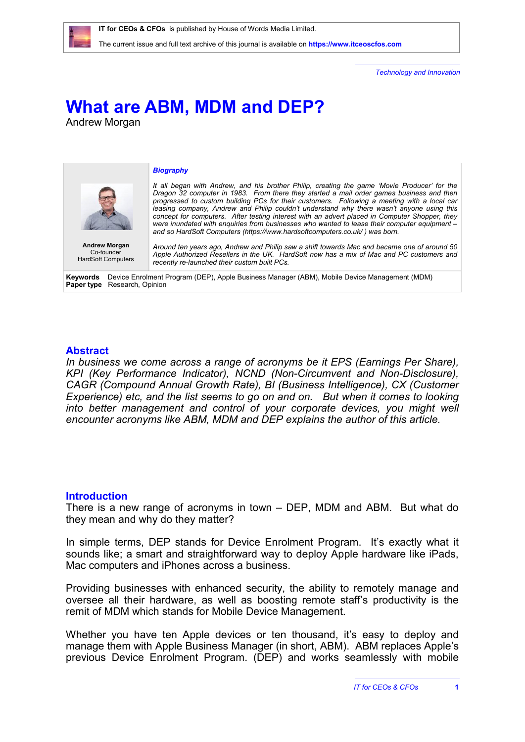IT for CEOs & CFOs is published by House of Words Media Limited.

The current issue and full text archive of this journal is available on **https://www.itceoscfos.com**

*Technology and Innovation*

# What are ABM, MDM and DEP?

Andrew Morgan

***Biography***

*It all began with Andrew, and his brother Philip, creating the game 'Movie Producer' for the Dragon 32 computer in 1983. From there they started a mail order games business and then progressed to custom building PCs for their customers. Following a meeting with a local car leasing company, Andrew and Philip couldn't understand why there wasn't anyone using this concept for computers. After testing interest with an advert placed in Computer Shopper, they were inundated with enquiries from businesses who wanted to lease their computer equipment – and so HardSoft Computers (https://www.hardsoftcomputers.co.uk/ ) was born.*

*Around ten years ago, Andrew and Philip saw a shift towards Mac and became one of around 50 Apple Authorized Resellers in the UK. HardSoft now has a mix of Mac and PC customers and recently re-launched their custom built PCs.*

**Andrew Morgan**
Co-founder
HardSoft Computers

**Keywords** Device Enrolment Program (DEP), Apple Business Manager (ABM), Mobile Device Management (MDM)
**Paper type** Research, Opinion

## Abstract

*In business we come across a range of acronyms be it EPS (Earnings Per Share), KPI (Key Performance Indicator), NCND (Non-Circumvent and Non-Disclosure), CAGR (Compound Annual Growth Rate), BI (Business Intelligence), CX (Customer Experience) etc, and the list seems to go on and on. But when it comes to looking into better management and control of your corporate devices, you might well encounter acronyms like ABM, MDM and DEP explains the author of this article.*

## Introduction

There is a new range of acronyms in town – DEP, MDM and ABM. But what do they mean and why do they matter?

In simple terms, DEP stands for Device Enrolment Program. It's exactly what it sounds like; a smart and straightforward way to deploy Apple hardware like iPads, Mac computers and iPhones across a business.

Providing businesses with enhanced security, the ability to remotely manage and oversee all their hardware, as well as boosting remote staff's productivity is the remit of MDM which stands for Mobile Device Management.

Whether you have ten Apple devices or ten thousand, it's easy to deploy and manage them with Apple Business Manager (in short, ABM). ABM replaces Apple's previous Device Enrolment Program. (DEP) and works seamlessly with mobile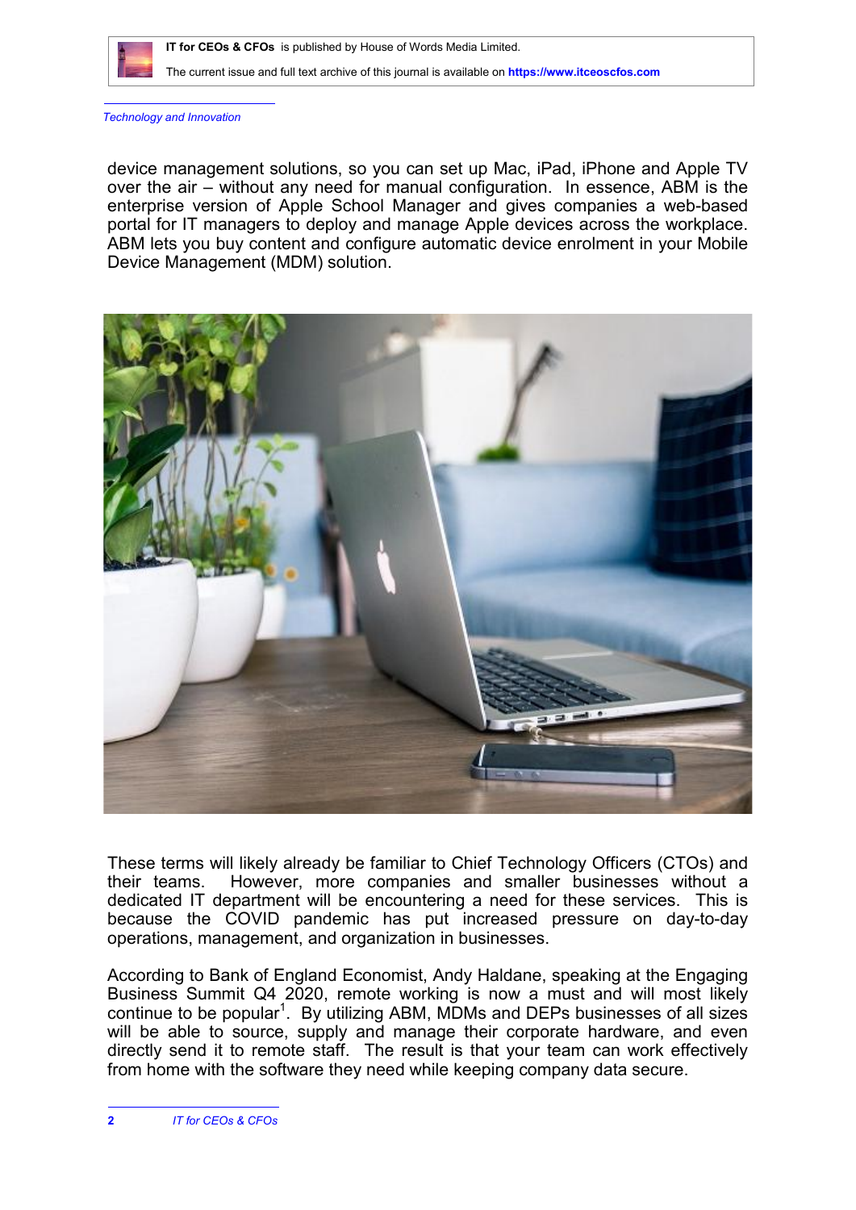device management solutions, so you can set up Mac, iPad, iPhone and Apple TV over the air – without any need for manual configuration. In essence, ABM is the enterprise version of Apple School Manager and gives companies a web-based portal for IT managers to deploy and manage Apple devices across the workplace. ABM lets you buy content and configure automatic device enrolment in your Mobile Device Management (MDM) solution.

These terms will likely already be familiar to Chief Technology Officers (CTOs) and their teams. However, more companies and smaller businesses without a dedicated IT department will be encountering a need for these services. This is because the COVID pandemic has put increased pressure on day-to-day operations, management, and organization in businesses.

According to Bank of England Economist, Andy Haldane, speaking at the Engaging Business Summit Q4 2020, remote working is now a must and will most likely continue to be popular[1]. By utilizing ABM, MDMs and DEPs businesses of all sizes will be able to source, supply and manage their corporate hardware, and even directly send it to remote staff. The result is that your team can work effectively from home with the software they need while keeping company data secure.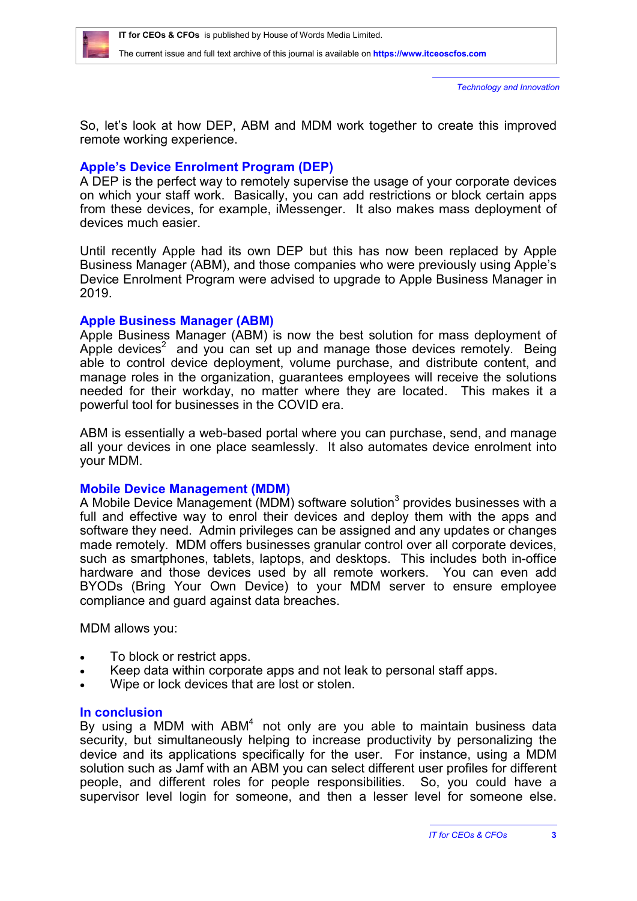So, let's look at how DEP, ABM and MDM work together to create this improved remote working experience.

## Apple's Device Enrolment Program (DEP)

A DEP is the perfect way to remotely supervise the usage of your corporate devices on which your staff work. Basically, you can add restrictions or block certain apps from these devices, for example, iMessenger. It also makes mass deployment of devices much easier.

Until recently Apple had its own DEP but this has now been replaced by Apple Business Manager (ABM), and those companies who were previously using Apple's Device Enrolment Program were advised to upgrade to Apple Business Manager in 2019.

## Apple Business Manager (ABM)

Apple Business Manager (ABM) is now the best solution for mass deployment of Apple devices[2] and you can set up and manage those devices remotely. Being able to control device deployment, volume purchase, and distribute content, and manage roles in the organization, guarantees employees will receive the solutions needed for their workday, no matter where they are located. This makes it a powerful tool for businesses in the COVID era.

ABM is essentially a web-based portal where you can purchase, send, and manage all your devices in one place seamlessly. It also automates device enrolment into your MDM.

## Mobile Device Management (MDM)

A Mobile Device Management (MDM) software solution[3] provides businesses with a full and effective way to enrol their devices and deploy them with the apps and software they need. Admin privileges can be assigned and any updates or changes made remotely. MDM offers businesses granular control over all corporate devices, such as smartphones, tablets, laptops, and desktops. This includes both in-office hardware and those devices used by all remote workers. You can even add BYODs (Bring Your Own Device) to your MDM server to ensure employee compliance and guard against data breaches.

MDM allows you:

- To block or restrict apps.
- Keep data within corporate apps and not leak to personal staff apps.
- Wipe or lock devices that are lost or stolen.

## In conclusion

By using a MDM with ABM[4] not only are you able to maintain business data security, but simultaneously helping to increase productivity by personalizing the device and its applications specifically for the user. For instance, using a MDM solution such as Jamf with an ABM you can select different user profiles for different people, and different roles for people responsibilities. So, you could have a supervisor level login for someone, and then a lesser level for someone else.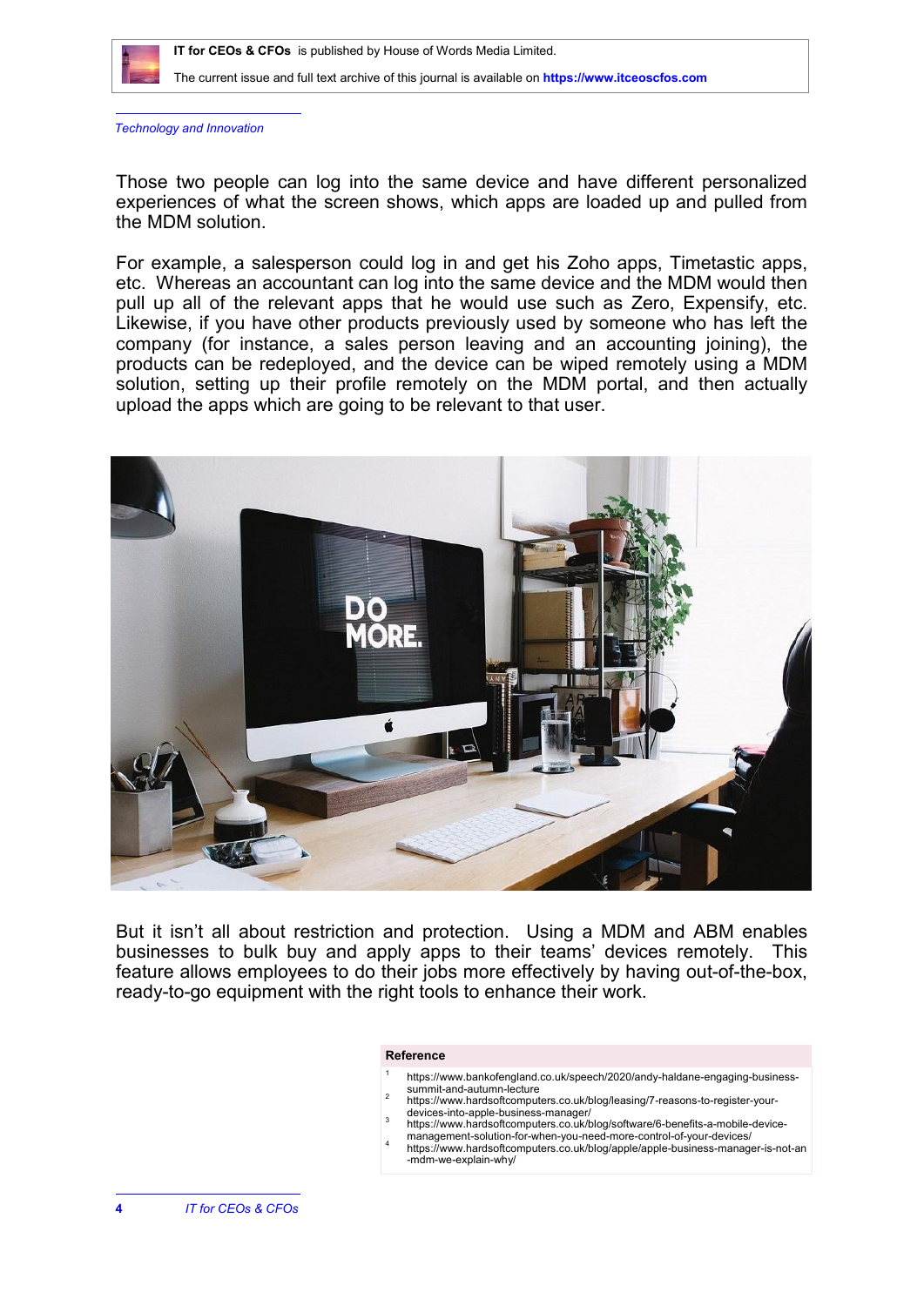*Technology and Innovation*

Those two people can log into the same device and have different personalized experiences of what the screen shows, which apps are loaded up and pulled from the MDM solution.

For example, a salesperson could log in and get his Zoho apps, Timetastic apps, etc. Whereas an accountant can log into the same device and the MDM would then pull up all of the relevant apps that he would use such as Zero, Expensify, etc. Likewise, if you have other products previously used by someone who has left the company (for instance, a sales person leaving and an accounting joining), the products can be redeployed, and the device can be wiped remotely using a MDM solution, setting up their profile remotely on the MDM portal, and then actually upload the apps which are going to be relevant to that user.

But it isn't all about restriction and protection. Using a MDM and ABM enables businesses to bulk buy and apply apps to their teams' devices remotely. This feature allows employees to do their jobs more effectively by having out-of-the-box, ready-to-go equipment with the right tools to enhance their work.

**Reference**

1. https://www.bankofengland.co.uk/speech/2020/andy-haldane-engaging-business-summit-and-autumn-lecture
2. https://www.hardsoftcomputers.co.uk/blog/leasing/7-reasons-to-register-your-devices-into-apple-business-manager/
3. https://www.hardsoftcomputers.co.uk/blog/software/6-benefits-a-mobile-device-management-solution-for-when-you-need-more-control-of-your-devices/
4. https://www.hardsoftcomputers.co.uk/blog/apple/apple-business-manager-is-not-an-mdm-we-explain-why/